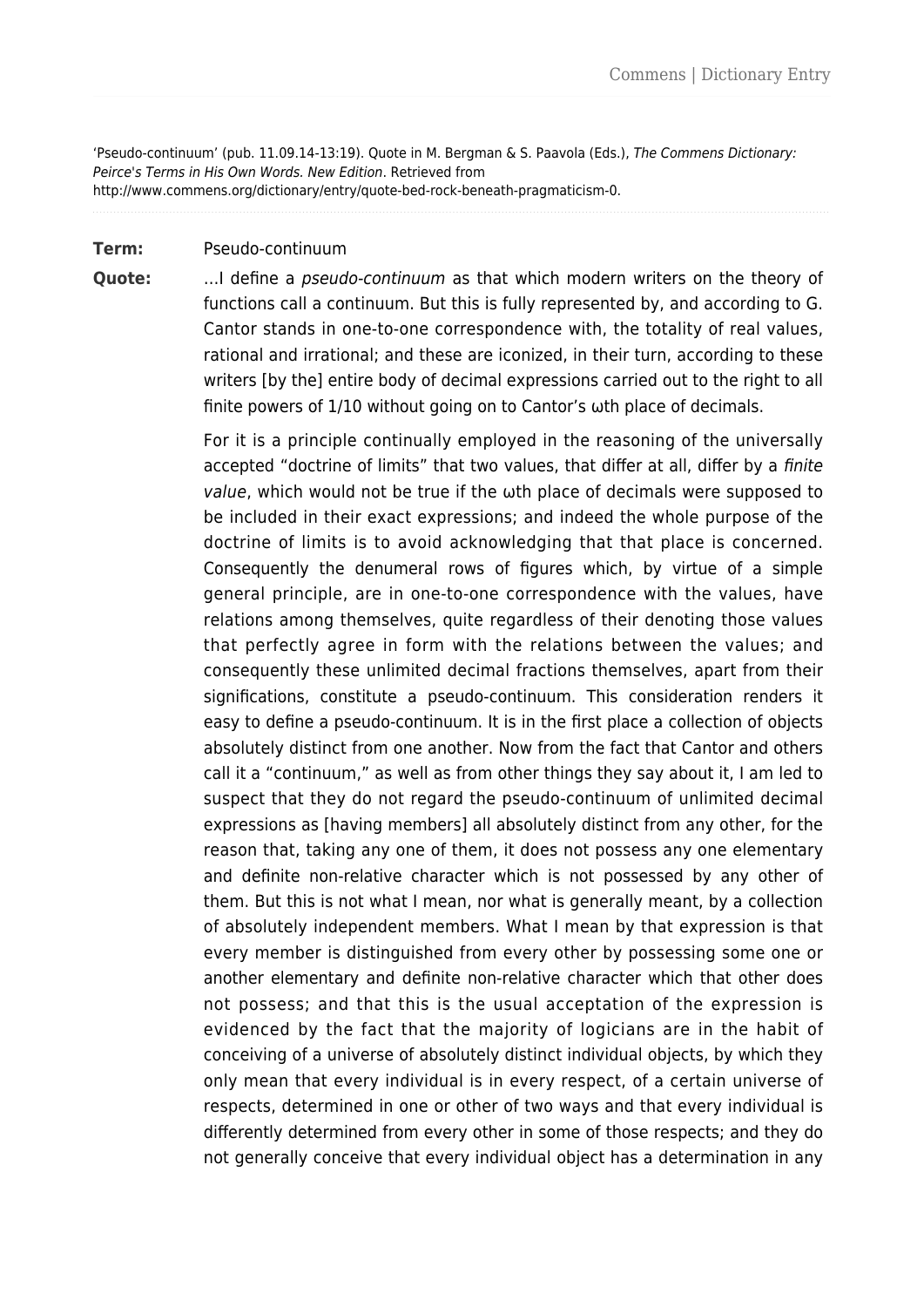'Pseudo-continuum' (pub. 11.09.14-13:19). Quote in M. Bergman & S. Paavola (Eds.), *The Commens Dictionary: Peirce's Terms in His Own Words. New Edition*. Retrieved from http://www.commens.org/dictionary/entry/quote-bed-rock-beneath-pragmaticism-0.

**Term:** Pseudo-continuum

**Quote:** …I define a *pseudo-continuum* as that which modern writers on the theory of functions call a continuum. But this is fully represented by, and according to G. Cantor stands in one-to-one correspondence with, the totality of real values, rational and irrational; and these are iconized, in their turn, according to these writers [by the] entire body of decimal expressions carried out to the right to all finite powers of 1/10 without going on to Cantor's ωth place of decimals.

For it is a principle continually employed in the reasoning of the universally accepted "doctrine of limits" that two values, that differ at all, differ by a *finite value*, which would not be true if the ωth place of decimals were supposed to be included in their exact expressions; and indeed the whole purpose of the doctrine of limits is to avoid acknowledging that that place is concerned. Consequently the denumeral rows of figures which, by virtue of a simple general principle, are in one-to-one correspondence with the values, have relations among themselves, quite regardless of their denoting those values that perfectly agree in form with the relations between the values; and consequently these unlimited decimal fractions themselves, apart from their significations, constitute a pseudo-continuum. This consideration renders it easy to define a pseudo-continuum. It is in the first place a collection of objects absolutely distinct from one another. Now from the fact that Cantor and others call it a "continuum," as well as from other things they say about it, I am led to suspect that they do not regard the pseudo-continuum of unlimited decimal expressions as [having members] all absolutely distinct from any other, for the reason that, taking any one of them, it does not possess any one elementary and definite non-relative character which is not possessed by any other of them. But this is not what I mean, nor what is generally meant, by a collection of absolutely independent members. What I mean by that expression is that every member is distinguished from every other by possessing some one or another elementary and definite non-relative character which that other does not possess; and that this is the usual acceptation of the expression is evidenced by the fact that the majority of logicians are in the habit of conceiving of a universe of absolutely distinct individual objects, by which they only mean that every individual is in every respect, of a certain universe of respects, determined in one or other of two ways and that every individual is differently determined from every other in some of those respects; and they do not generally conceive that every individual object has a determination in any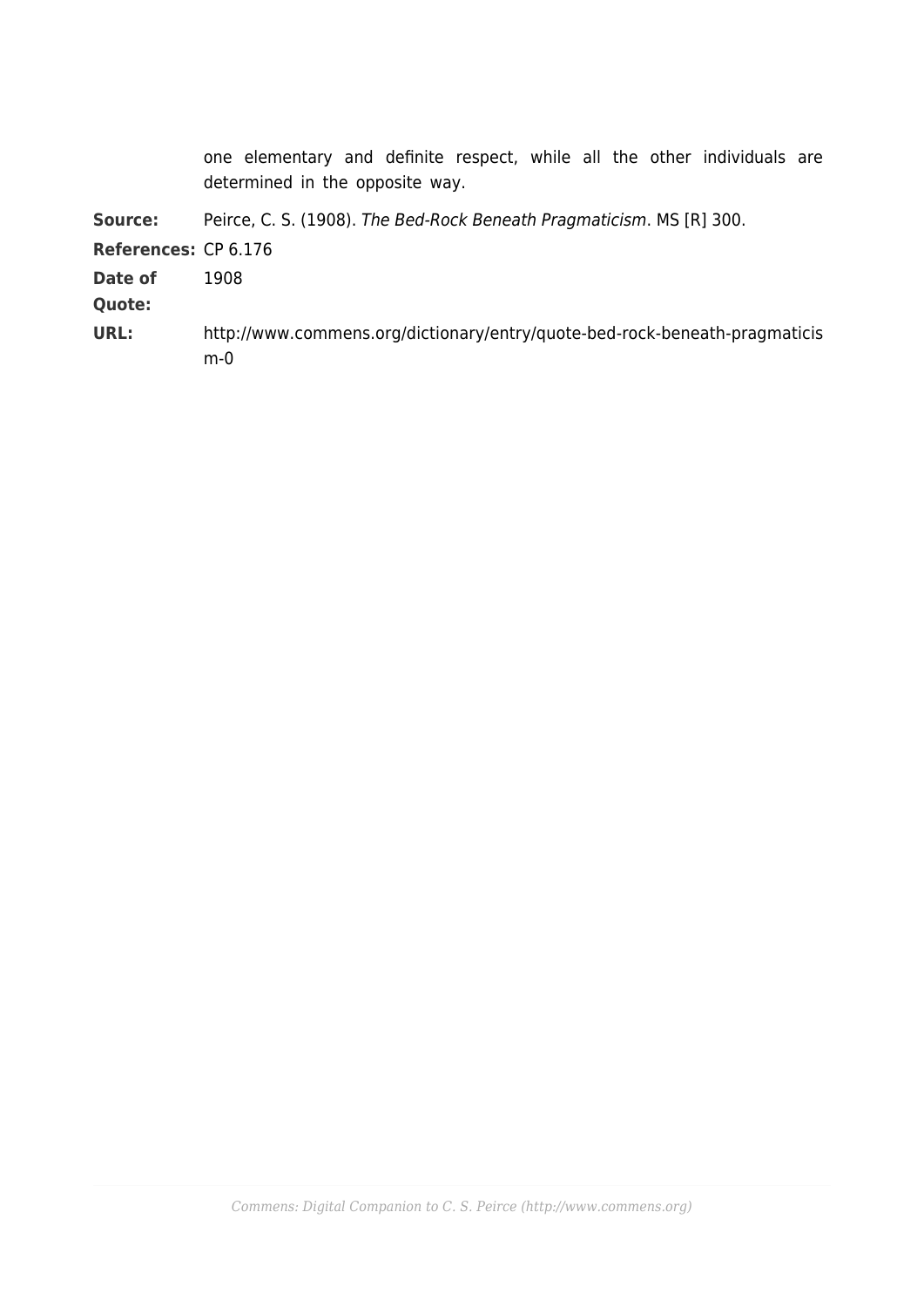one elementary and definite respect, while all the other individuals are determined in the opposite way.

**Source:** Peirce, C. S. (1908). *The Bed-Rock Beneath Pragmaticism*. MS [R] 300.

**References:** CP 6.176

**Date of Quote:** 1908

**URL:** http://www.commens.org/dictionary/entry/quote-bed-rock-beneath-pragmaticism-0